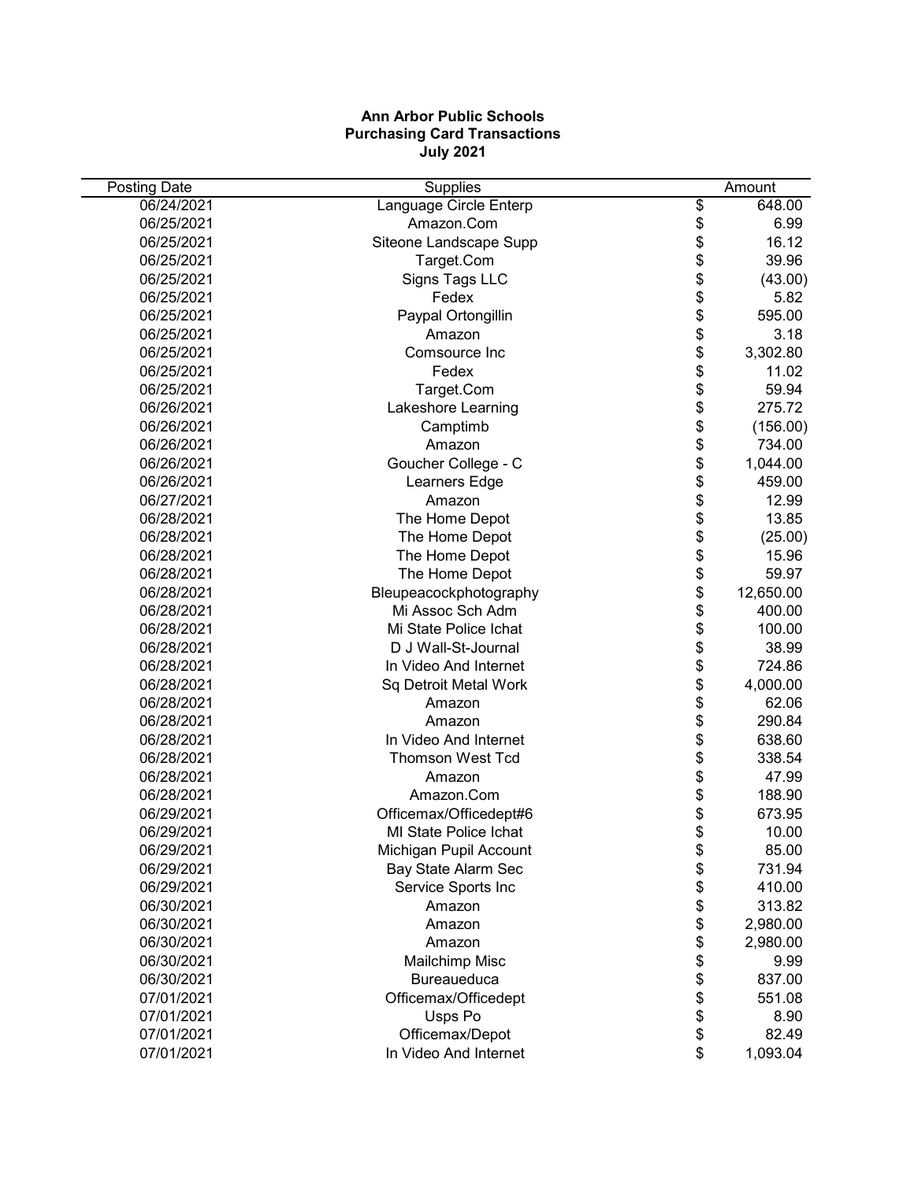**Ann Arbor Public Schools**
**Purchasing Card Transactions**
**July 2021**

| Posting Date | Supplies | Amount |
|---|---|---|
| 06/24/2021 | Language Circle Enterp | $ 648.00 |
| 06/25/2021 | Amazon.Com | $ 6.99 |
| 06/25/2021 | Siteone Landscape Supp | $ 16.12 |
| 06/25/2021 | Target.Com | $ 39.96 |
| 06/25/2021 | Signs Tags LLC | $ (43.00) |
| 06/25/2021 | Fedex | $ 5.82 |
| 06/25/2021 | Paypal Ortongillin | $ 595.00 |
| 06/25/2021 | Amazon | $ 3.18 |
| 06/25/2021 | Comsource Inc | $ 3,302.80 |
| 06/25/2021 | Fedex | $ 11.02 |
| 06/25/2021 | Target.Com | $ 59.94 |
| 06/26/2021 | Lakeshore Learning | $ 275.72 |
| 06/26/2021 | Camptimb | $ (156.00) |
| 06/26/2021 | Amazon | $ 734.00 |
| 06/26/2021 | Goucher College - C | $ 1,044.00 |
| 06/26/2021 | Learners Edge | $ 459.00 |
| 06/27/2021 | Amazon | $ 12.99 |
| 06/28/2021 | The Home Depot | $ 13.85 |
| 06/28/2021 | The Home Depot | $ (25.00) |
| 06/28/2021 | The Home Depot | $ 15.96 |
| 06/28/2021 | The Home Depot | $ 59.97 |
| 06/28/2021 | Bleupeacockphotography | $ 12,650.00 |
| 06/28/2021 | Mi Assoc Sch Adm | $ 400.00 |
| 06/28/2021 | Mi State Police Ichat | $ 100.00 |
| 06/28/2021 | D J Wall-St-Journal | $ 38.99 |
| 06/28/2021 | In Video And Internet | $ 724.86 |
| 06/28/2021 | Sq Detroit Metal Work | $ 4,000.00 |
| 06/28/2021 | Amazon | $ 62.06 |
| 06/28/2021 | Amazon | $ 290.84 |
| 06/28/2021 | In Video And Internet | $ 638.60 |
| 06/28/2021 | Thomson West Tcd | $ 338.54 |
| 06/28/2021 | Amazon | $ 47.99 |
| 06/28/2021 | Amazon.Com | $ 188.90 |
| 06/29/2021 | Officemax/Officedept#6 | $ 673.95 |
| 06/29/2021 | MI State Police Ichat | $ 10.00 |
| 06/29/2021 | Michigan Pupil Account | $ 85.00 |
| 06/29/2021 | Bay State Alarm Sec | $ 731.94 |
| 06/29/2021 | Service Sports Inc | $ 410.00 |
| 06/30/2021 | Amazon | $ 313.82 |
| 06/30/2021 | Amazon | $ 2,980.00 |
| 06/30/2021 | Amazon | $ 2,980.00 |
| 06/30/2021 | Mailchimp Misc | $ 9.99 |
| 06/30/2021 | Bureaueduca | $ 837.00 |
| 07/01/2021 | Officemax/Officedept | $ 551.08 |
| 07/01/2021 | Usps Po | $ 8.90 |
| 07/01/2021 | Officemax/Depot | $ 82.49 |
| 07/01/2021 | In Video And Internet | $ 1,093.04 |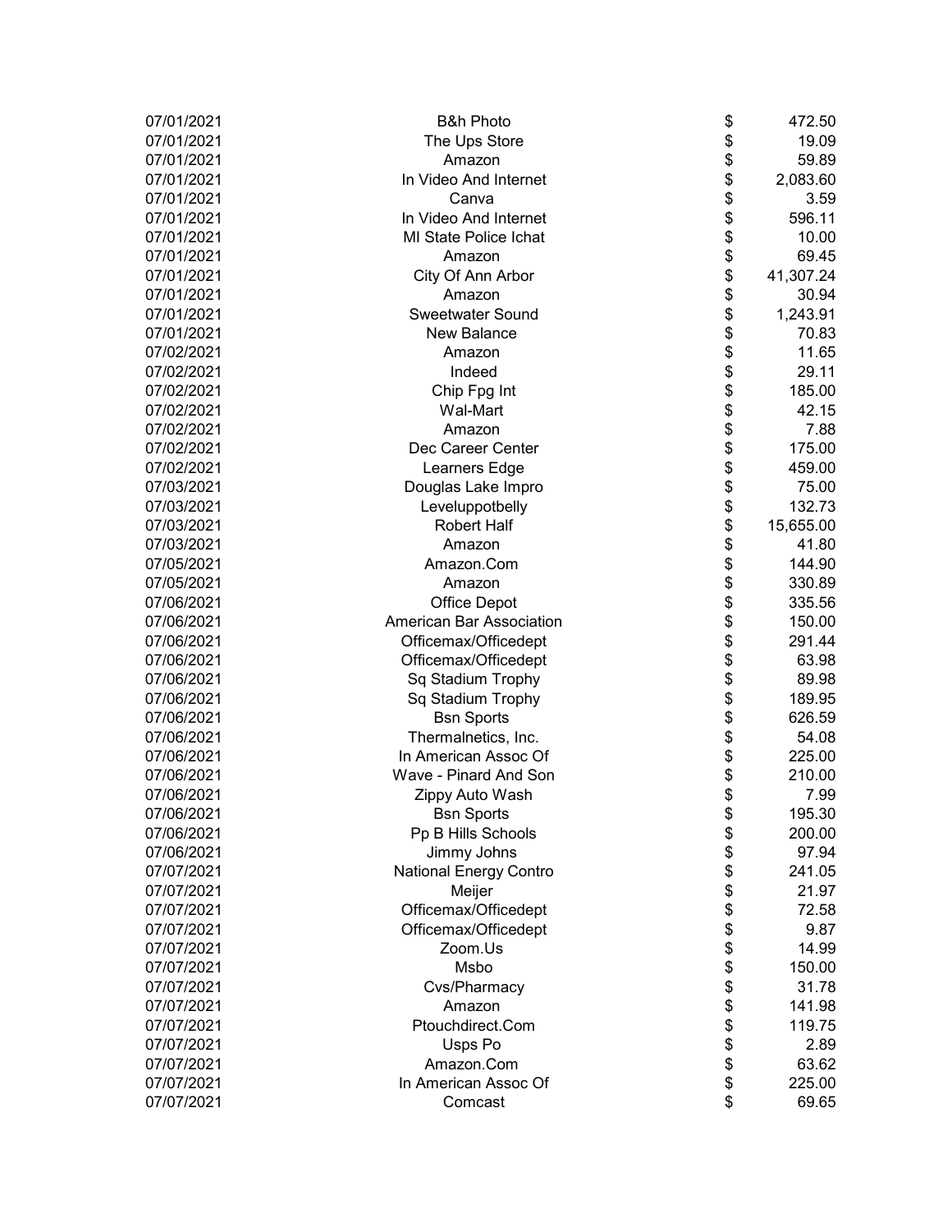| | | | |
|---|---|---|---|
| 07/01/2021 | B&h Photo | $ | 472.50 |
| 07/01/2021 | The Ups Store | $ | 19.09 |
| 07/01/2021 | Amazon | $ | 59.89 |
| 07/01/2021 | In Video And Internet | $ | 2,083.60 |
| 07/01/2021 | Canva | $ | 3.59 |
| 07/01/2021 | In Video And Internet | $ | 596.11 |
| 07/01/2021 | MI State Police Ichat | $ | 10.00 |
| 07/01/2021 | Amazon | $ | 69.45 |
| 07/01/2021 | City Of Ann Arbor | $ | 41,307.24 |
| 07/01/2021 | Amazon | $ | 30.94 |
| 07/01/2021 | Sweetwater Sound | $ | 1,243.91 |
| 07/01/2021 | New Balance | $ | 70.83 |
| 07/02/2021 | Amazon | $ | 11.65 |
| 07/02/2021 | Indeed | $ | 29.11 |
| 07/02/2021 | Chip Fpg Int | $ | 185.00 |
| 07/02/2021 | Wal-Mart | $ | 42.15 |
| 07/02/2021 | Amazon | $ | 7.88 |
| 07/02/2021 | Dec Career Center | $ | 175.00 |
| 07/02/2021 | Learners Edge | $ | 459.00 |
| 07/03/2021 | Douglas Lake Impro | $ | 75.00 |
| 07/03/2021 | Leveluppotbelly | $ | 132.73 |
| 07/03/2021 | Robert Half | $ | 15,655.00 |
| 07/03/2021 | Amazon | $ | 41.80 |
| 07/05/2021 | Amazon.Com | $ | 144.90 |
| 07/05/2021 | Amazon | $ | 330.89 |
| 07/06/2021 | Office Depot | $ | 335.56 |
| 07/06/2021 | American Bar Association | $ | 150.00 |
| 07/06/2021 | Officemax/Officedept | $ | 291.44 |
| 07/06/2021 | Officemax/Officedept | $ | 63.98 |
| 07/06/2021 | Sq Stadium Trophy | $ | 89.98 |
| 07/06/2021 | Sq Stadium Trophy | $ | 189.95 |
| 07/06/2021 | Bsn Sports | $ | 626.59 |
| 07/06/2021 | Thermalnetics, Inc. | $ | 54.08 |
| 07/06/2021 | In American Assoc Of | $ | 225.00 |
| 07/06/2021 | Wave - Pinard And Son | $ | 210.00 |
| 07/06/2021 | Zippy Auto Wash | $ | 7.99 |
| 07/06/2021 | Bsn Sports | $ | 195.30 |
| 07/06/2021 | Pp B Hills Schools | $ | 200.00 |
| 07/06/2021 | Jimmy Johns | $ | 97.94 |
| 07/07/2021 | National Energy Contro | $ | 241.05 |
| 07/07/2021 | Meijer | $ | 21.97 |
| 07/07/2021 | Officemax/Officedept | $ | 72.58 |
| 07/07/2021 | Officemax/Officedept | $ | 9.87 |
| 07/07/2021 | Zoom.Us | $ | 14.99 |
| 07/07/2021 | Msbo | $ | 150.00 |
| 07/07/2021 | Cvs/Pharmacy | $ | 31.78 |
| 07/07/2021 | Amazon | $ | 141.98 |
| 07/07/2021 | Ptouchdirect.Com | $ | 119.75 |
| 07/07/2021 | Usps Po | $ | 2.89 |
| 07/07/2021 | Amazon.Com | $ | 63.62 |
| 07/07/2021 | In American Assoc Of | $ | 225.00 |
| 07/07/2021 | Comcast | $ | 69.65 |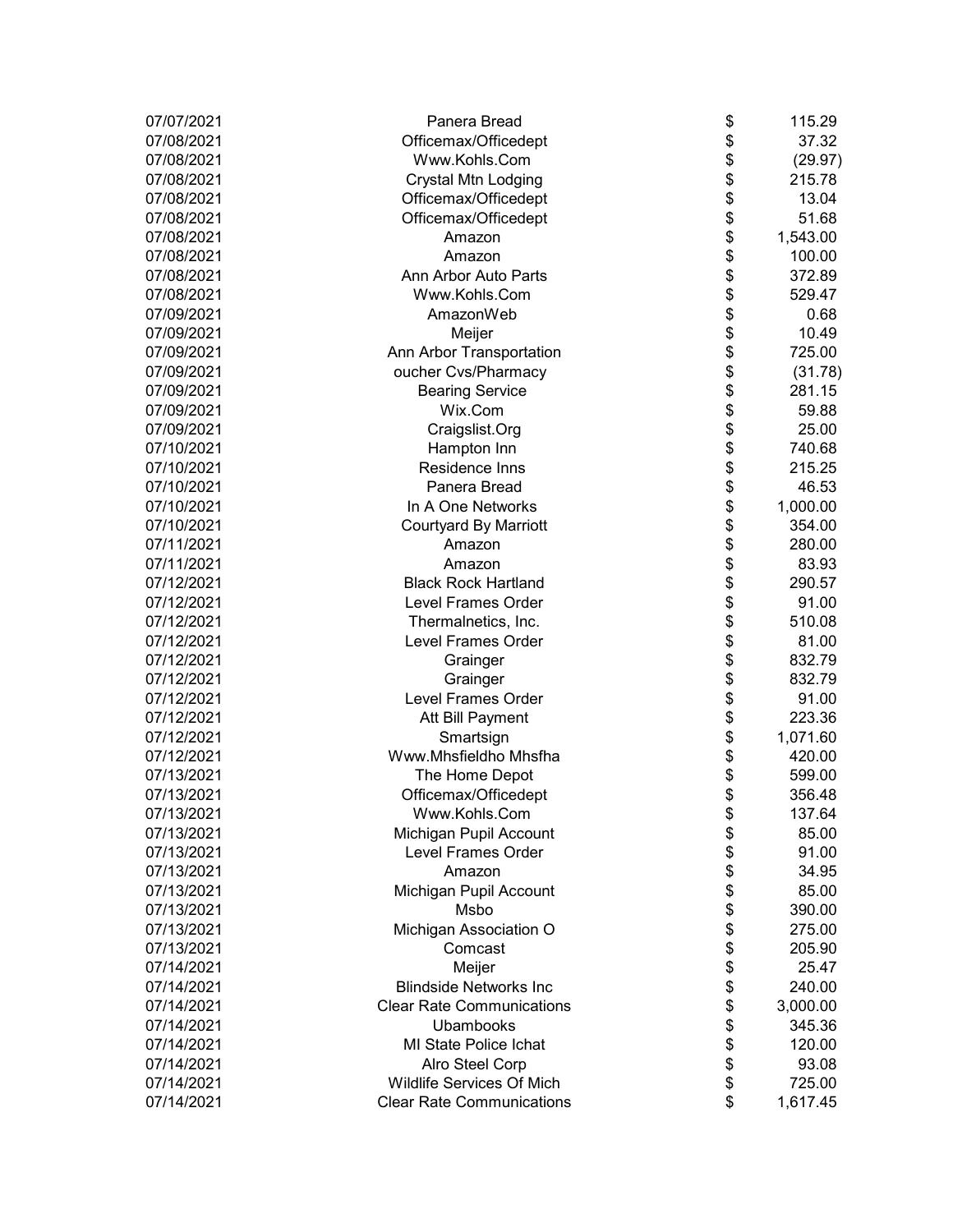| | | | |
|---|---|---|---|
| 07/07/2021 | Panera Bread | $ | 115.29 |
| 07/08/2021 | Officemax/Officedept | $ | 37.32 |
| 07/08/2021 | Www.Kohls.Com | $ | (29.97) |
| 07/08/2021 | Crystal Mtn Lodging | $ | 215.78 |
| 07/08/2021 | Officemax/Officedept | $ | 13.04 |
| 07/08/2021 | Officemax/Officedept | $ | 51.68 |
| 07/08/2021 | Amazon | $ | 1,543.00 |
| 07/08/2021 | Amazon | $ | 100.00 |
| 07/08/2021 | Ann Arbor Auto Parts | $ | 372.89 |
| 07/08/2021 | Www.Kohls.Com | $ | 529.47 |
| 07/09/2021 | AmazonWeb | $ | 0.68 |
| 07/09/2021 | Meijer | $ | 10.49 |
| 07/09/2021 | Ann Arbor Transportation | $ | 725.00 |
| 07/09/2021 | oucher Cvs/Pharmacy | $ | (31.78) |
| 07/09/2021 | Bearing Service | $ | 281.15 |
| 07/09/2021 | Wix.Com | $ | 59.88 |
| 07/09/2021 | Craigslist.Org | $ | 25.00 |
| 07/10/2021 | Hampton Inn | $ | 740.68 |
| 07/10/2021 | Residence Inns | $ | 215.25 |
| 07/10/2021 | Panera Bread | $ | 46.53 |
| 07/10/2021 | In A One Networks | $ | 1,000.00 |
| 07/10/2021 | Courtyard By Marriott | $ | 354.00 |
| 07/11/2021 | Amazon | $ | 280.00 |
| 07/11/2021 | Amazon | $ | 83.93 |
| 07/12/2021 | Black Rock Hartland | $ | 290.57 |
| 07/12/2021 | Level Frames Order | $ | 91.00 |
| 07/12/2021 | Thermalnetics, Inc. | $ | 510.08 |
| 07/12/2021 | Level Frames Order | $ | 81.00 |
| 07/12/2021 | Grainger | $ | 832.79 |
| 07/12/2021 | Grainger | $ | 832.79 |
| 07/12/2021 | Level Frames Order | $ | 91.00 |
| 07/12/2021 | Att Bill Payment | $ | 223.36 |
| 07/12/2021 | Smartsign | $ | 1,071.60 |
| 07/12/2021 | Www.Mhsfieldho Mhsfha | $ | 420.00 |
| 07/13/2021 | The Home Depot | $ | 599.00 |
| 07/13/2021 | Officemax/Officedept | $ | 356.48 |
| 07/13/2021 | Www.Kohls.Com | $ | 137.64 |
| 07/13/2021 | Michigan Pupil Account | $ | 85.00 |
| 07/13/2021 | Level Frames Order | $ | 91.00 |
| 07/13/2021 | Amazon | $ | 34.95 |
| 07/13/2021 | Michigan Pupil Account | $ | 85.00 |
| 07/13/2021 | Msbo | $ | 390.00 |
| 07/13/2021 | Michigan Association O | $ | 275.00 |
| 07/13/2021 | Comcast | $ | 205.90 |
| 07/14/2021 | Meijer | $ | 25.47 |
| 07/14/2021 | Blindside Networks Inc | $ | 240.00 |
| 07/14/2021 | Clear Rate Communications | $ | 3,000.00 |
| 07/14/2021 | Ubambooks | $ | 345.36 |
| 07/14/2021 | MI State Police Ichat | $ | 120.00 |
| 07/14/2021 | Alro Steel Corp | $ | 93.08 |
| 07/14/2021 | Wildlife Services Of Mich | $ | 725.00 |
| 07/14/2021 | Clear Rate Communications | $ | 1,617.45 |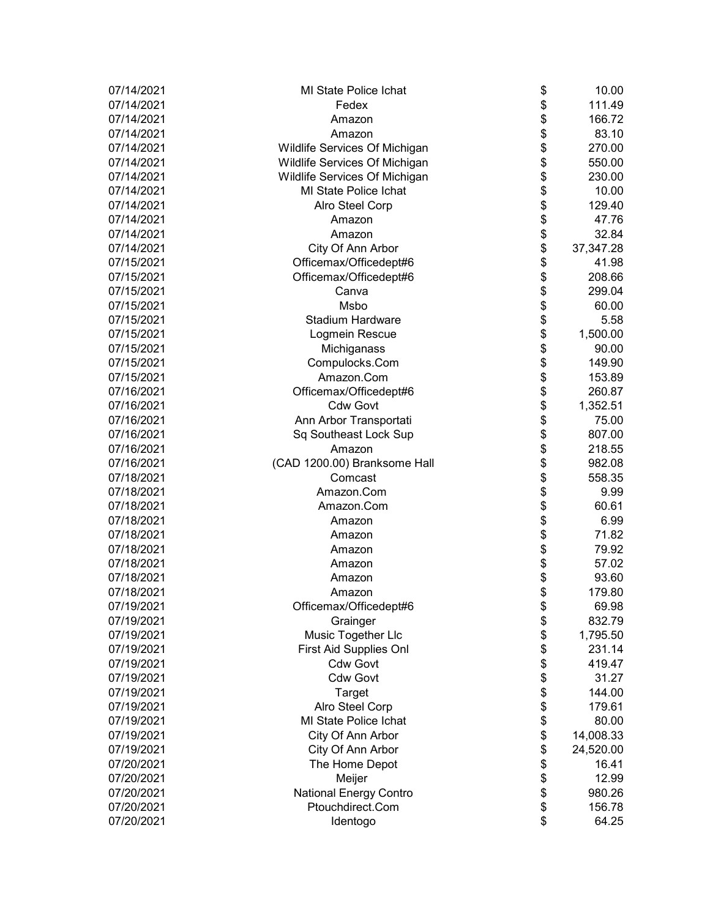| | | | |
|---|---|---|---|
| 07/14/2021 | MI State Police Ichat | $ | 10.00 |
| 07/14/2021 | Fedex | $ | 111.49 |
| 07/14/2021 | Amazon | $ | 166.72 |
| 07/14/2021 | Amazon | $ | 83.10 |
| 07/14/2021 | Wildlife Services Of Michigan | $ | 270.00 |
| 07/14/2021 | Wildlife Services Of Michigan | $ | 550.00 |
| 07/14/2021 | Wildlife Services Of Michigan | $ | 230.00 |
| 07/14/2021 | MI State Police Ichat | $ | 10.00 |
| 07/14/2021 | Alro Steel Corp | $ | 129.40 |
| 07/14/2021 | Amazon | $ | 47.76 |
| 07/14/2021 | Amazon | $ | 32.84 |
| 07/14/2021 | City Of Ann Arbor | $ | 37,347.28 |
| 07/15/2021 | Officemax/Officedept#6 | $ | 41.98 |
| 07/15/2021 | Officemax/Officedept#6 | $ | 208.66 |
| 07/15/2021 | Canva | $ | 299.04 |
| 07/15/2021 | Msbo | $ | 60.00 |
| 07/15/2021 | Stadium Hardware | $ | 5.58 |
| 07/15/2021 | Logmein Rescue | $ | 1,500.00 |
| 07/15/2021 | Michiganass | $ | 90.00 |
| 07/15/2021 | Compulocks.Com | $ | 149.90 |
| 07/15/2021 | Amazon.Com | $ | 153.89 |
| 07/16/2021 | Officemax/Officedept#6 | $ | 260.87 |
| 07/16/2021 | Cdw Govt | $ | 1,352.51 |
| 07/16/2021 | Ann Arbor Transportati | $ | 75.00 |
| 07/16/2021 | Sq Southeast Lock Sup | $ | 807.00 |
| 07/16/2021 | Amazon | $ | 218.55 |
| 07/16/2021 | (CAD 1200.00) Branksome Hall | $ | 982.08 |
| 07/18/2021 | Comcast | $ | 558.35 |
| 07/18/2021 | Amazon.Com | $ | 9.99 |
| 07/18/2021 | Amazon.Com | $ | 60.61 |
| 07/18/2021 | Amazon | $ | 6.99 |
| 07/18/2021 | Amazon | $ | 71.82 |
| 07/18/2021 | Amazon | $ | 79.92 |
| 07/18/2021 | Amazon | $ | 57.02 |
| 07/18/2021 | Amazon | $ | 93.60 |
| 07/18/2021 | Amazon | $ | 179.80 |
| 07/19/2021 | Officemax/Officedept#6 | $ | 69.98 |
| 07/19/2021 | Grainger | $ | 832.79 |
| 07/19/2021 | Music Together Llc | $ | 1,795.50 |
| 07/19/2021 | First Aid Supplies Onl | $ | 231.14 |
| 07/19/2021 | Cdw Govt | $ | 419.47 |
| 07/19/2021 | Cdw Govt | $ | 31.27 |
| 07/19/2021 | Target | $ | 144.00 |
| 07/19/2021 | Alro Steel Corp | $ | 179.61 |
| 07/19/2021 | MI State Police Ichat | $ | 80.00 |
| 07/19/2021 | City Of Ann Arbor | $ | 14,008.33 |
| 07/19/2021 | City Of Ann Arbor | $ | 24,520.00 |
| 07/20/2021 | The Home Depot | $ | 16.41 |
| 07/20/2021 | Meijer | $ | 12.99 |
| 07/20/2021 | National Energy Contro | $ | 980.26 |
| 07/20/2021 | Ptouchdirect.Com | $ | 156.78 |
| 07/20/2021 | Identogo | $ | 64.25 |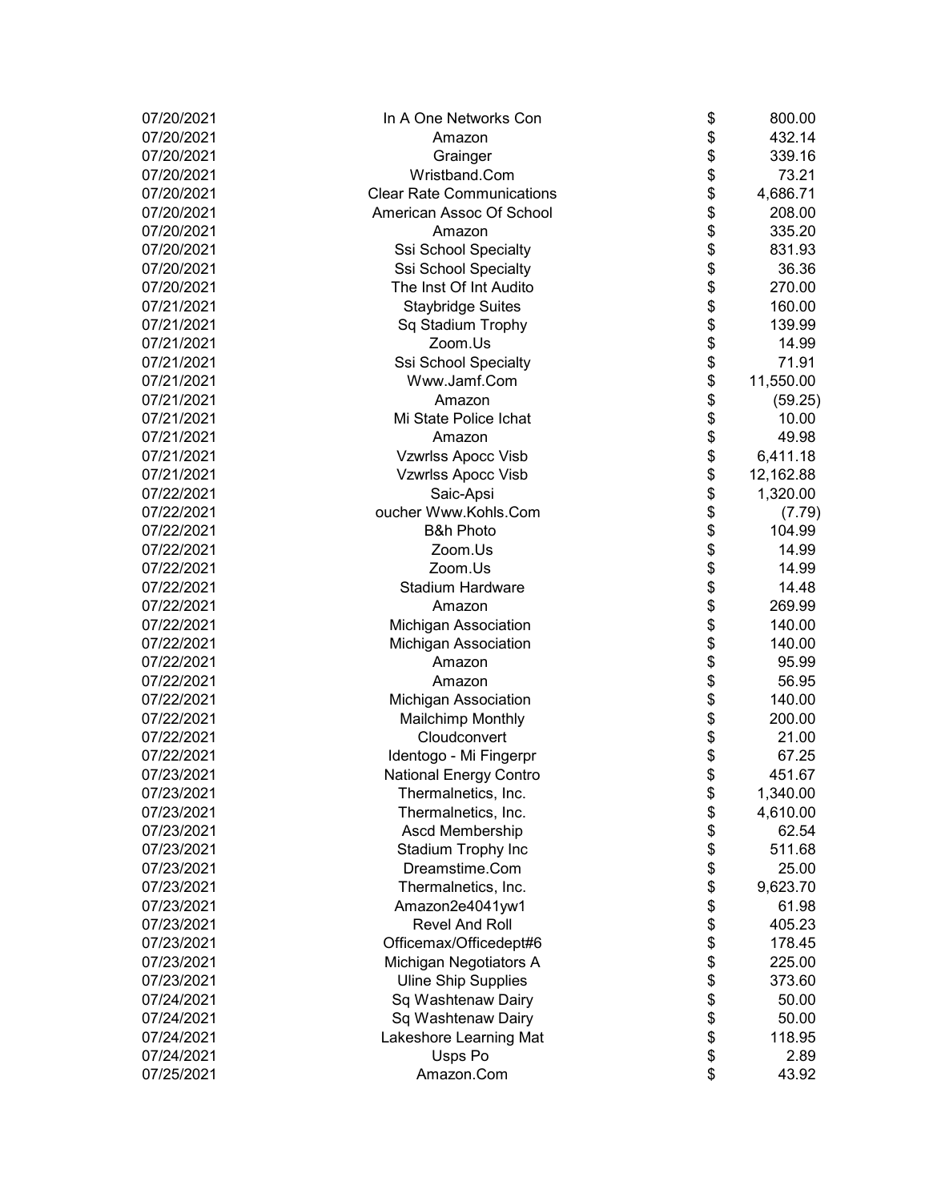| | | | |
|---|---|---|---|
| 07/20/2021 | In A One Networks Con | $ | 800.00 |
| 07/20/2021 | Amazon | $ | 432.14 |
| 07/20/2021 | Grainger | $ | 339.16 |
| 07/20/2021 | Wristband.Com | $ | 73.21 |
| 07/20/2021 | Clear Rate Communications | $ | 4,686.71 |
| 07/20/2021 | American Assoc Of School | $ | 208.00 |
| 07/20/2021 | Amazon | $ | 335.20 |
| 07/20/2021 | Ssi School Specialty | $ | 831.93 |
| 07/20/2021 | Ssi School Specialty | $ | 36.36 |
| 07/20/2021 | The Inst Of Int Audito | $ | 270.00 |
| 07/21/2021 | Staybridge Suites | $ | 160.00 |
| 07/21/2021 | Sq Stadium Trophy | $ | 139.99 |
| 07/21/2021 | Zoom.Us | $ | 14.99 |
| 07/21/2021 | Ssi School Specialty | $ | 71.91 |
| 07/21/2021 | Www.Jamf.Com | $ | 11,550.00 |
| 07/21/2021 | Amazon | $ | (59.25) |
| 07/21/2021 | Mi State Police Ichat | $ | 10.00 |
| 07/21/2021 | Amazon | $ | 49.98 |
| 07/21/2021 | Vzwrlss Apocc Visb | $ | 6,411.18 |
| 07/21/2021 | Vzwrlss Apocc Visb | $ | 12,162.88 |
| 07/22/2021 | Saic-Apsi | $ | 1,320.00 |
| 07/22/2021 | oucher Www.Kohls.Com | $ | (7.79) |
| 07/22/2021 | B&h Photo | $ | 104.99 |
| 07/22/2021 | Zoom.Us | $ | 14.99 |
| 07/22/2021 | Zoom.Us | $ | 14.99 |
| 07/22/2021 | Stadium Hardware | $ | 14.48 |
| 07/22/2021 | Amazon | $ | 269.99 |
| 07/22/2021 | Michigan Association | $ | 140.00 |
| 07/22/2021 | Michigan Association | $ | 140.00 |
| 07/22/2021 | Amazon | $ | 95.99 |
| 07/22/2021 | Amazon | $ | 56.95 |
| 07/22/2021 | Michigan Association | $ | 140.00 |
| 07/22/2021 | Mailchimp Monthly | $ | 200.00 |
| 07/22/2021 | Cloudconvert | $ | 21.00 |
| 07/22/2021 | Identogo - Mi Fingerpr | $ | 67.25 |
| 07/23/2021 | National Energy Contro | $ | 451.67 |
| 07/23/2021 | Thermalnetics, Inc. | $ | 1,340.00 |
| 07/23/2021 | Thermalnetics, Inc. | $ | 4,610.00 |
| 07/23/2021 | Ascd Membership | $ | 62.54 |
| 07/23/2021 | Stadium Trophy Inc | $ | 511.68 |
| 07/23/2021 | Dreamstime.Com | $ | 25.00 |
| 07/23/2021 | Thermalnetics, Inc. | $ | 9,623.70 |
| 07/23/2021 | Amazon2e4041yw1 | $ | 61.98 |
| 07/23/2021 | Revel And Roll | $ | 405.23 |
| 07/23/2021 | Officemax/Officedept#6 | $ | 178.45 |
| 07/23/2021 | Michigan Negotiators A | $ | 225.00 |
| 07/23/2021 | Uline Ship Supplies | $ | 373.60 |
| 07/24/2021 | Sq Washtenaw Dairy | $ | 50.00 |
| 07/24/2021 | Sq Washtenaw Dairy | $ | 50.00 |
| 07/24/2021 | Lakeshore Learning Mat | $ | 118.95 |
| 07/24/2021 | Usps Po | $ | 2.89 |
| 07/25/2021 | Amazon.Com | $ | 43.92 |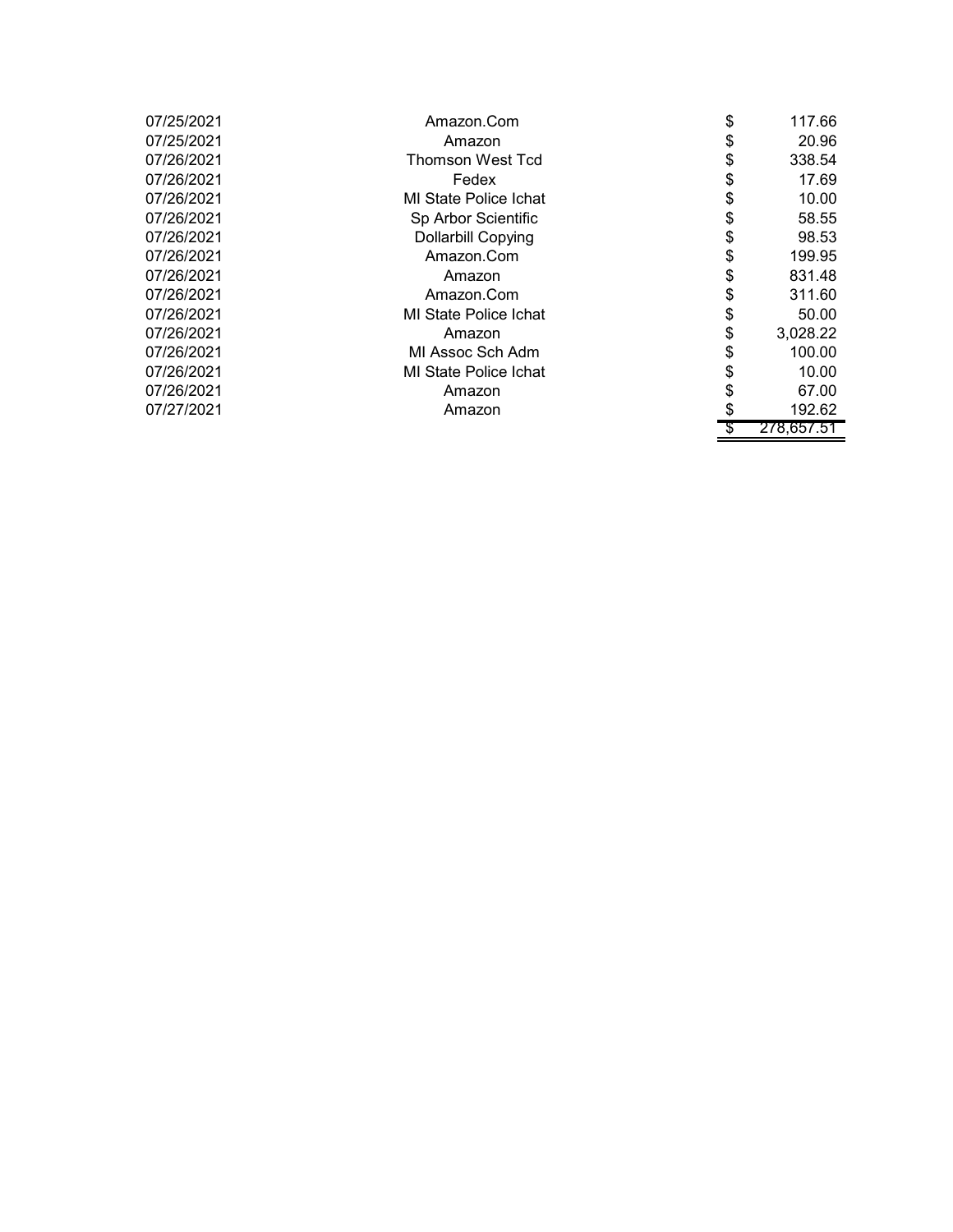| | | |
|---|---|---|
| 07/25/2021 | Amazon.Com | $ 117.66 |
| 07/25/2021 | Amazon | $ 20.96 |
| 07/26/2021 | Thomson West Tcd | $ 338.54 |
| 07/26/2021 | Fedex | $ 17.69 |
| 07/26/2021 | MI State Police Ichat | $ 10.00 |
| 07/26/2021 | Sp Arbor Scientific | $ 58.55 |
| 07/26/2021 | Dollarbill Copying | $ 98.53 |
| 07/26/2021 | Amazon.Com | $ 199.95 |
| 07/26/2021 | Amazon | $ 831.48 |
| 07/26/2021 | Amazon.Com | $ 311.60 |
| 07/26/2021 | MI State Police Ichat | $ 50.00 |
| 07/26/2021 | Amazon | $ 3,028.22 |
| 07/26/2021 | MI Assoc Sch Adm | $ 100.00 |
| 07/26/2021 | MI State Police Ichat | $ 10.00 |
| 07/26/2021 | Amazon | $ 67.00 |
| 07/27/2021 | Amazon | $ 192.62 |
| | | $ 278,657.51 |